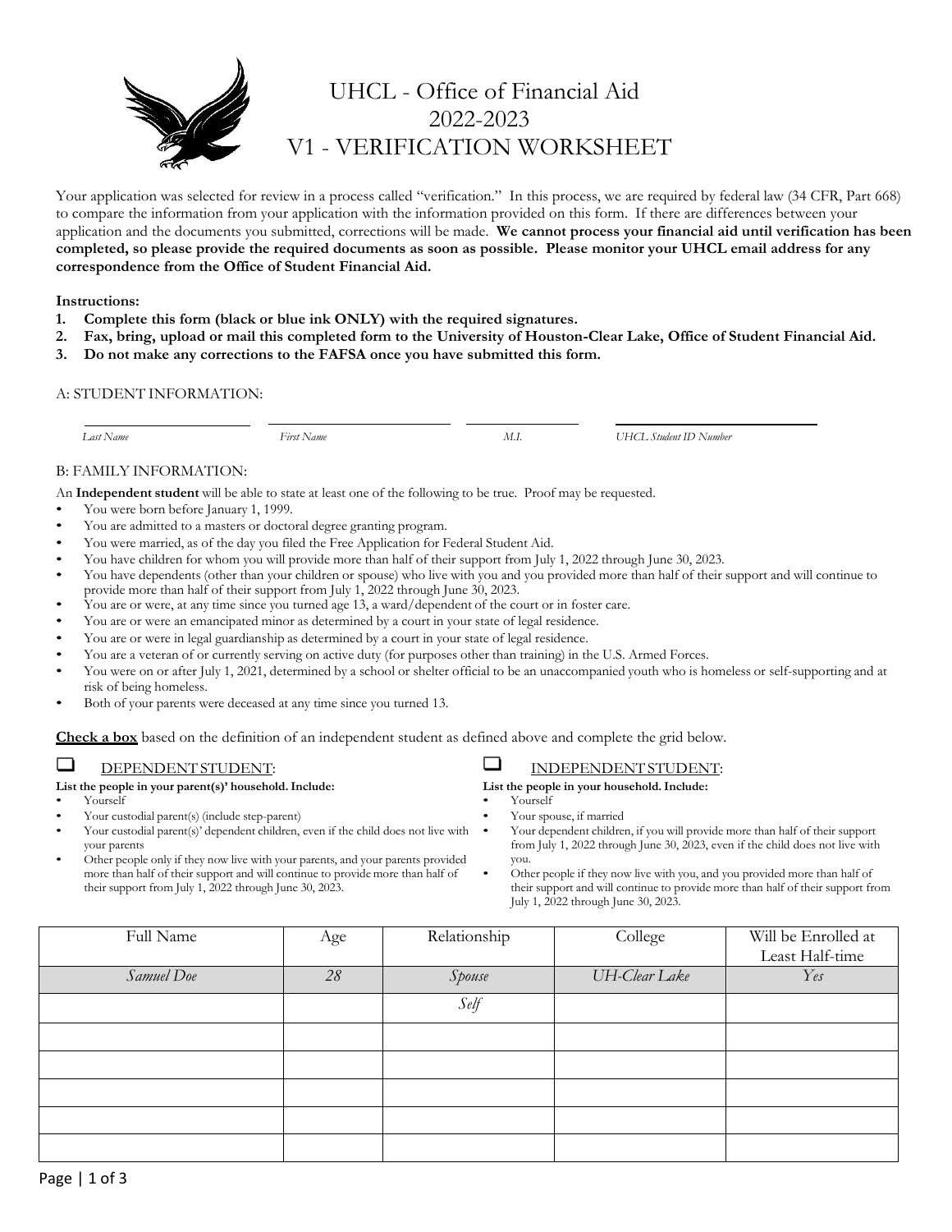# UHCL - Office of Financial Aid
## 2022-2023
## V1 - VERIFICATION WORKSHEET

Your application was selected for review in a process called "verification." In this process, we are required by federal law (34 CFR, Part 668) to compare the information from your application with the information provided on this form. If there are differences between your application and the documents you submitted, corrections will be made. **We cannot process your financial aid until verification has been completed, so please provide the required documents as soon as possible. Please monitor your UHCL email address for any correspondence from the Office of Student Financial Aid.**

**Instructions:**

1. **Complete this form (black or blue ink ONLY) with the required signatures.**
2. **Fax, bring, upload or mail this completed form to the University of Houston-Clear Lake, Office of Student Financial Aid.**
3. **Do not make any corrections to the FAFSA once you have submitted this form.**

A: STUDENT INFORMATION:

| *Last Name* | *First Name* | *M.I.* | *UHCL Student ID Number* |
|---|---|---|---|
| | | | |

B: FAMILY INFORMATION:

An **Independent student** will be able to state at least one of the following to be true. Proof may be requested.

- You were born before January 1, 1999.
- You are admitted to a masters or doctoral degree granting program.
- You were married, as of the day you filed the Free Application for Federal Student Aid.
- You have children for whom you will provide more than half of their support from July 1, 2022 through June 30, 2023.
- You have dependents (other than your children or spouse) who live with you and you provided more than half of their support and will continue to provide more than half of their support from July 1, 2022 through June 30, 2023.
- You are or were, at any time since you turned age 13, a ward/dependent of the court or in foster care.
- You are or were an emancipated minor as determined by a court in your state of legal residence.
- You are or were in legal guardianship as determined by a court in your state of legal residence.
- You are a veteran of or currently serving on active duty (for purposes other than training) in the U.S. Armed Forces.
- You were on or after July 1, 2021, determined by a school or shelter official to be an unaccompanied youth who is homeless or self-supporting and at risk of being homeless.
- Both of your parents were deceased at any time since you turned 13.

**Check a box** based on the definition of an independent student as defined above and complete the grid below.

☐ DEPENDENT STUDENT:

**List the people in your parent(s)' household. Include:**

- Yourself
- Your custodial parent(s) (include step-parent)
- Your custodial parent(s)' dependent children, even if the child does not live with your parents
- Other people only if they now live with your parents, and your parents provided more than half of their support and will continue to provide more than half of their support from July 1, 2022 through June 30, 2023.

☐ INDEPENDENT STUDENT:

**List the people in your household. Include:**

- Yourself
- Your spouse, if married
- Your dependent children, if you will provide more than half of their support from July 1, 2022 through June 30, 2023, even if the child does not live with you.
- Other people if they now live with you, and you provided more than half of their support and will continue to provide more than half of their support from July 1, 2022 through June 30, 2023.

| Full Name | Age | Relationship | College | Will be Enrolled at Least Half-time |
|---|---|---|---|---|
| *Samuel Doe* | *28* | *Spouse* | *UH-Clear Lake* | *Yes* |
| | | *Self* | | |
| | | | | |
| | | | | |
| | | | | |
| | | | | |
| | | | | |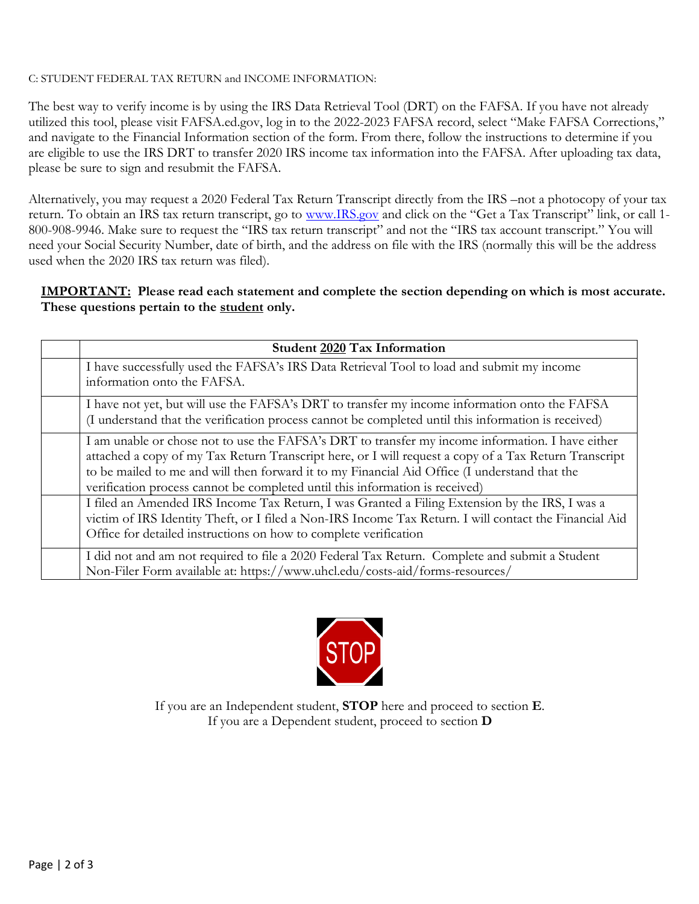C: STUDENT FEDERAL TAX RETURN and INCOME INFORMATION:

The best way to verify income is by using the IRS Data Retrieval Tool (DRT) on the FAFSA. If you have not already utilized this tool, please visit FAFSA.ed.gov, log in to the 2022-2023 FAFSA record, select "Make FAFSA Corrections," and navigate to the Financial Information section of the form. From there, follow the instructions to determine if you are eligible to use the IRS DRT to transfer 2020 IRS income tax information into the FAFSA. After uploading tax data, please be sure to sign and resubmit the FAFSA.

Alternatively, you may request a 2020 Federal Tax Return Transcript directly from the IRS –not a photocopy of your tax return. To obtain an IRS tax return transcript, go to www.IRS.gov and click on the "Get a Tax Transcript" link, or call 1-800-908-9946. Make sure to request the "IRS tax return transcript" and not the "IRS tax account transcript." You will need your Social Security Number, date of birth, and the address on file with the IRS (normally this will be the address used when the 2020 IRS tax return was filed).

**IMPORTANT: Please read each statement and complete the section depending on which is most accurate. These questions pertain to the student only.**

| | **Student 2020 Tax Information** |
|---|---|
| | I have successfully used the FAFSA's IRS Data Retrieval Tool to load and submit my income information onto the FAFSA. |
| | I have not yet, but will use the FAFSA's DRT to transfer my income information onto the FAFSA (I understand that the verification process cannot be completed until this information is received) |
| | I am unable or chose not to use the FAFSA's DRT to transfer my income information. I have either attached a copy of my Tax Return Transcript here, or I will request a copy of a Tax Return Transcript to be mailed to me and will then forward it to my Financial Aid Office (I understand that the verification process cannot be completed until this information is received) |
| | I filed an Amended IRS Income Tax Return, I was Granted a Filing Extension by the IRS, I was a victim of IRS Identity Theft, or I filed a Non-IRS Income Tax Return. I will contact the Financial Aid Office for detailed instructions on how to complete verification |
| | I did not and am not required to file a 2020 Federal Tax Return. Complete and submit a Student Non-Filer Form available at: https://www.uhcl.edu/costs-aid/forms-resources/ |

STOP

If you are an Independent student, **STOP** here and proceed to section **E**.
If you are a Dependent student, proceed to section **D**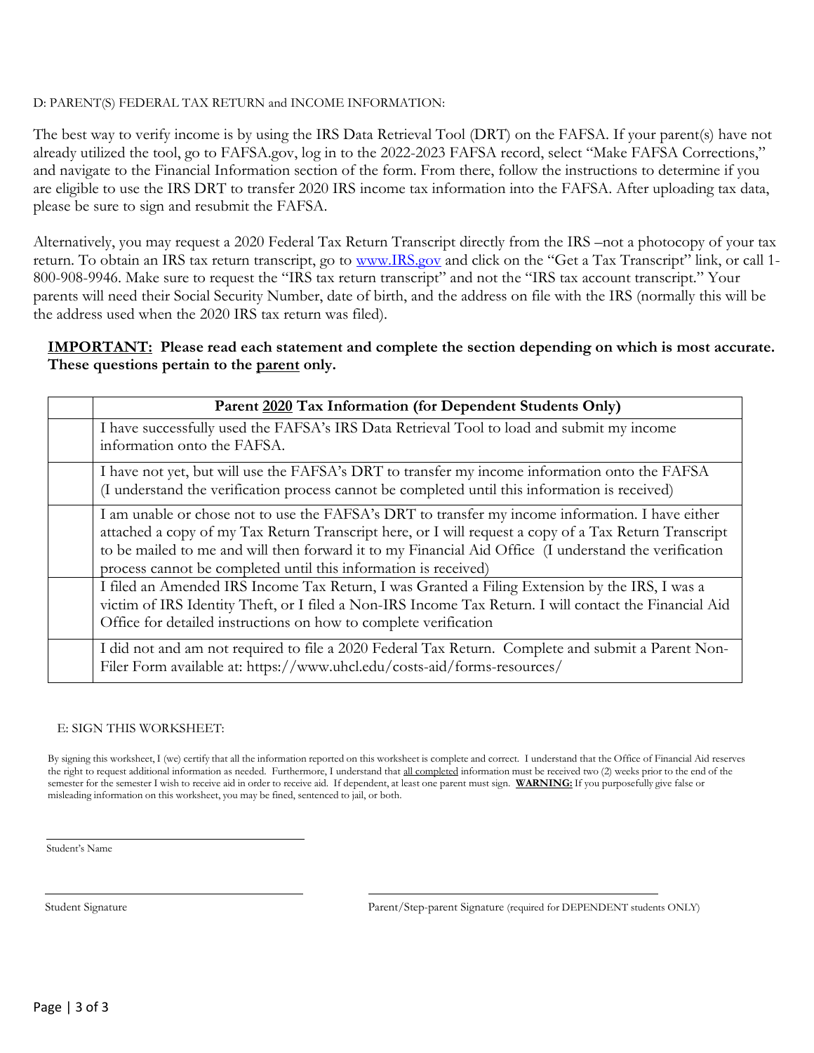D: PARENT(S) FEDERAL TAX RETURN and INCOME INFORMATION:

The best way to verify income is by using the IRS Data Retrieval Tool (DRT) on the FAFSA. If your parent(s) have not already utilized the tool, go to FAFSA.gov, log in to the 2022-2023 FAFSA record, select "Make FAFSA Corrections," and navigate to the Financial Information section of the form. From there, follow the instructions to determine if you are eligible to use the IRS DRT to transfer 2020 IRS income tax information into the FAFSA. After uploading tax data, please be sure to sign and resubmit the FAFSA.

Alternatively, you may request a 2020 Federal Tax Return Transcript directly from the IRS –not a photocopy of your tax return. To obtain an IRS tax return transcript, go to [www.IRS.gov](http://www.IRS.gov) and click on the "Get a Tax Transcript" link, or call 1-800-908-9946. Make sure to request the "IRS tax return transcript" and not the "IRS tax account transcript." Your parents will need their Social Security Number, date of birth, and the address on file with the IRS (normally this will be the address used when the 2020 IRS tax return was filed).

**IMPORTANT: Please read each statement and complete the section depending on which is most accurate. These questions pertain to the parent only.**

| | **Parent 2020 Tax Information (for Dependent Students Only)** |
|---|---|
| | I have successfully used the FAFSA's IRS Data Retrieval Tool to load and submit my income information onto the FAFSA. |
| | I have not yet, but will use the FAFSA's DRT to transfer my income information onto the FAFSA (I understand the verification process cannot be completed until this information is received) |
| | I am unable or chose not to use the FAFSA's DRT to transfer my income information. I have either attached a copy of my Tax Return Transcript here, or I will request a copy of a Tax Return Transcript to be mailed to me and will then forward it to my Financial Aid Office (I understand the verification process cannot be completed until this information is received) |
| | I filed an Amended IRS Income Tax Return, I was Granted a Filing Extension by the IRS, I was a victim of IRS Identity Theft, or I filed a Non-IRS Income Tax Return. I will contact the Financial Aid Office for detailed instructions on how to complete verification |
| | I did not and am not required to file a 2020 Federal Tax Return. Complete and submit a Parent Non-Filer Form available at: https://www.uhcl.edu/costs-aid/forms-resources/ |

E: SIGN THIS WORKSHEET:

By signing this worksheet, I (we) certify that all the information reported on this worksheet is complete and correct. I understand that the Office of Financial Aid reserves the right to request additional information as needed. Furthermore, I understand that all completed information must be received two (2) weeks prior to the end of the semester for the semester I wish to receive aid in order to receive aid. If dependent, at least one parent must sign. **WARNING:** If you purposefully give false or misleading information on this worksheet, you may be fined, sentenced to jail, or both.

\_\_\_\_\_\_\_\_\_\_\_\_\_\_\_\_\_\_\_\_\_\_\_\_\_\_\_\_\_\_\_\_\_\_\_\_
Student's Name

\_\_\_\_\_\_\_\_\_\_\_\_\_\_\_\_\_\_\_\_\_\_\_\_\_\_\_\_\_\_\_\_\_\_\_\_
Student Signature

\_\_\_\_\_\_\_\_\_\_\_\_\_\_\_\_\_\_\_\_\_\_\_\_\_\_\_\_\_\_\_\_\_\_\_\_
Parent/Step-parent Signature (required for DEPENDENT students ONLY)